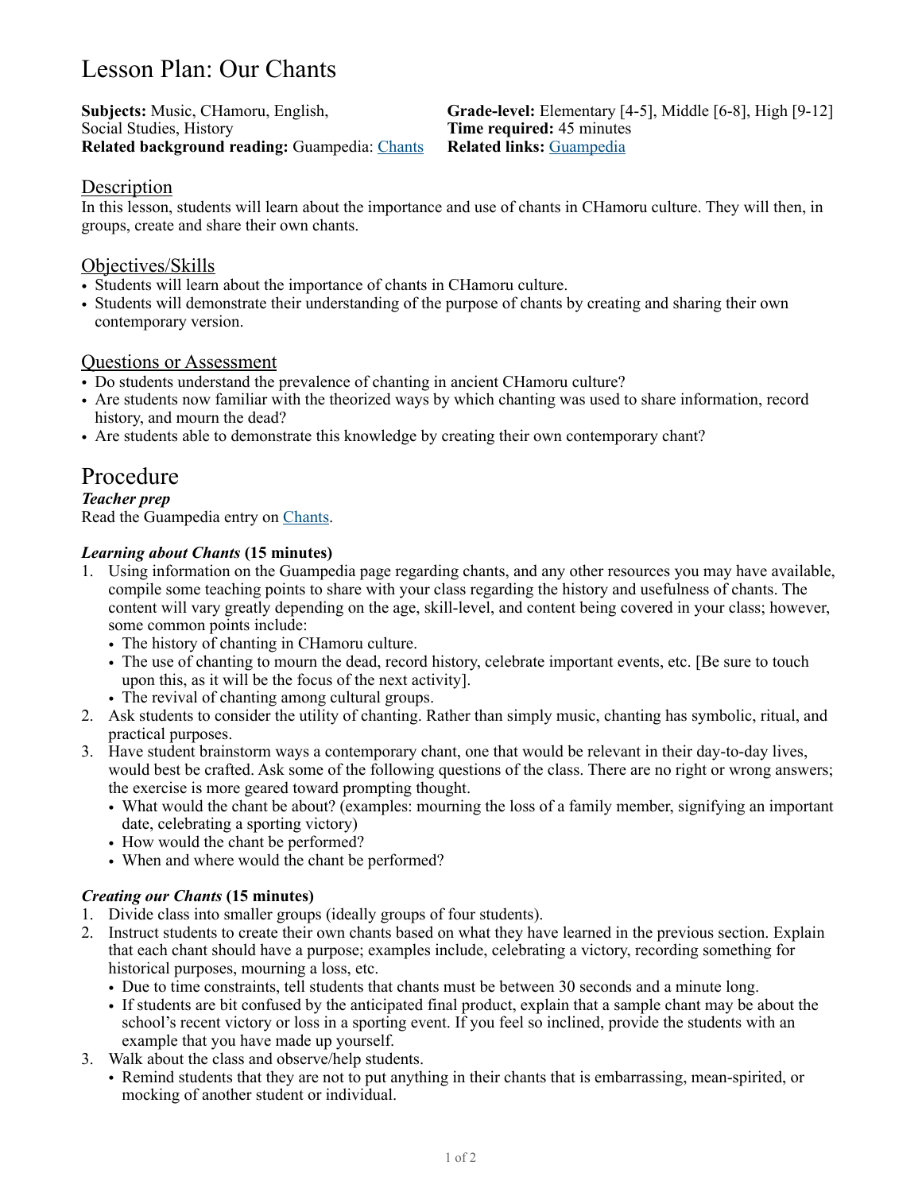# Lesson Plan: Our Chants

**Subjects:** Music, CHamoru, English, Social Studies, History
**Related background reading:** Guampedia: Chants
**Grade-level:** Elementary [4-5], Middle [6-8], High [9-12]
**Time required:** 45 minutes
**Related links:** Guampedia

## Description

In this lesson, students will learn about the importance and use of chants in CHamoru culture. They will then, in groups, create and share their own chants.

## Objectives/Skills

- Students will learn about the importance of chants in CHamoru culture.
- Students will demonstrate their understanding of the purpose of chants by creating and sharing their own contemporary version.

## Questions or Assessment

- Do students understand the prevalence of chanting in ancient CHamoru culture?
- Are students now familiar with the theorized ways by which chanting was used to share information, record history, and mourn the dead?
- Are students able to demonstrate this knowledge by creating their own contemporary chant?

# Procedure

***Teacher prep***

Read the Guampedia entry on Chants.

***Learning about Chants*** **(15 minutes)**

1. Using information on the Guampedia page regarding chants, and any other resources you may have available, compile some teaching points to share with your class regarding the history and usefulness of chants. The content will vary greatly depending on the age, skill-level, and content being covered in your class; however, some common points include:
   - The history of chanting in CHamoru culture.
   - The use of chanting to mourn the dead, record history, celebrate important events, etc. [Be sure to touch upon this, as it will be the focus of the next activity].
   - The revival of chanting among cultural groups.
2. Ask students to consider the utility of chanting. Rather than simply music, chanting has symbolic, ritual, and practical purposes.
3. Have student brainstorm ways a contemporary chant, one that would be relevant in their day-to-day lives, would best be crafted. Ask some of the following questions of the class. There are no right or wrong answers; the exercise is more geared toward prompting thought.
   - What would the chant be about? (examples: mourning the loss of a family member, signifying an important date, celebrating a sporting victory)
   - How would the chant be performed?
   - When and where would the chant be performed?

***Creating our Chants*** **(15 minutes)**

1. Divide class into smaller groups (ideally groups of four students).
2. Instruct students to create their own chants based on what they have learned in the previous section. Explain that each chant should have a purpose; examples include, celebrating a victory, recording something for historical purposes, mourning a loss, etc.
   - Due to time constraints, tell students that chants must be between 30 seconds and a minute long.
   - If students are bit confused by the anticipated final product, explain that a sample chant may be about the school's recent victory or loss in a sporting event. If you feel so inclined, provide the students with an example that you have made up yourself.
3. Walk about the class and observe/help students.
   - Remind students that they are not to put anything in their chants that is embarrassing, mean-spirited, or mocking of another student or individual.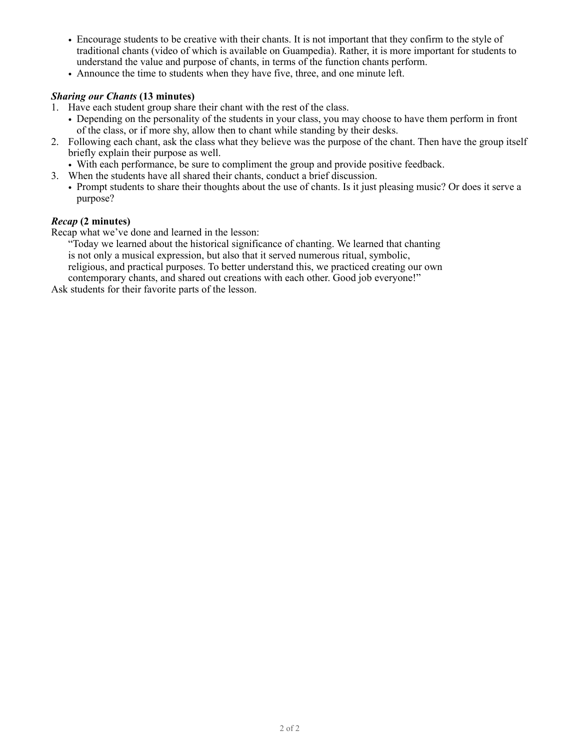- Encourage students to be creative with their chants. It is not important that they confirm to the style of traditional chants (video of which is available on Guampedia). Rather, it is more important for students to understand the value and purpose of chants, in terms of the function chants perform.
- Announce the time to students when they have five, three, and one minute left.

***Sharing our Chants* (13 minutes)**

1. Have each student group share their chant with the rest of the class.
   - Depending on the personality of the students in your class, you may choose to have them perform in front of the class, or if more shy, allow then to chant while standing by their desks.
2. Following each chant, ask the class what they believe was the purpose of the chant. Then have the group itself briefly explain their purpose as well.
   - With each performance, be sure to compliment the group and provide positive feedback.
3. When the students have all shared their chants, conduct a brief discussion.
   - Prompt students to share their thoughts about the use of chants. Is it just pleasing music? Or does it serve a purpose?

***Recap* (2 minutes)**

Recap what we've done and learned in the lesson:

> "Today we learned about the historical significance of chanting. We learned that chanting is not only a musical expression, but also that it served numerous ritual, symbolic, religious, and practical purposes. To better understand this, we practiced creating our own contemporary chants, and shared out creations with each other. Good job everyone!"

Ask students for their favorite parts of the lesson.